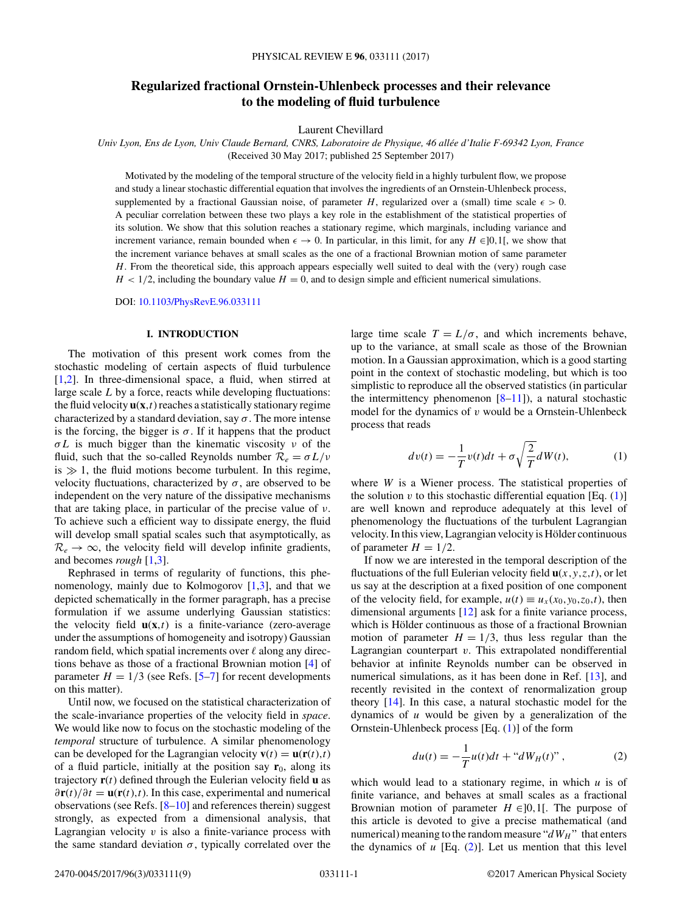# Regularized fractional Ornstein-Uhlenbeck processes and their relevance to the modeling of fluid turbulence

Laurent Chevillard

*Univ Lyon, Ens de Lyon, Univ Claude Bernard, CNRS, Laboratoire de Physique, 46 allée d'Italie F-69342 Lyon, France*

(Received 30 May 2017; published 25 September 2017)

Motivated by the modeling of the temporal structure of the velocity field in a highly turbulent flow, we propose and study a linear stochastic differential equation that involves the ingredients of an Ornstein-Uhlenbeck process, supplemented by a fractional Gaussian noise, of parameter $H$, regularized over a (small) time scale $\epsilon > 0$. A peculiar correlation between these two plays a key role in the establishment of the statistical properties of its solution. We show that this solution reaches a stationary regime, which marginals, including variance and increment variance, remain bounded when $\epsilon \to 0$. In particular, in this limit, for any $H \in ]0,1[$, we show that the increment variance behaves at small scales as the one of a fractional Brownian motion of same parameter $H$. From the theoretical side, this approach appears especially well suited to deal with the (very) rough case $H < 1/2$, including the boundary value $H = 0$, and to design simple and efficient numerical simulations.

DOI: 10.1103/PhysRevE.96.033111

## I. INTRODUCTION

The motivation of this present work comes from the stochastic modeling of certain aspects of fluid turbulence [1,2]. In three-dimensional space, a fluid, when stirred at large scale $L$ by a force, reacts while developing fluctuations: the fluid velocity $\mathbf{u}(\mathbf{x},t)$ reaches a statistically stationary regime characterized by a standard deviation, say $\sigma$. The more intense is the forcing, the bigger is $\sigma$. If it happens that the product $\sigma L$ is much bigger than the kinematic viscosity $\nu$ of the fluid, such that the so-called Reynolds number $\mathcal{R}_e = \sigma L/\nu$ is $\gg 1$, the fluid motions become turbulent. In this regime, velocity fluctuations, characterized by $\sigma$, are observed to be independent on the very nature of the dissipative mechanisms that are taking place, in particular of the precise value of $\nu$. To achieve such a efficient way to dissipate energy, the fluid will develop small spatial scales such that asymptotically, as $\mathcal{R}_e \to \infty$, the velocity field will develop infinite gradients, and becomes *rough* [1,3].

Rephrased in terms of regularity of functions, this phenomenology, mainly due to Kolmogorov [1,3], and that we depicted schematically in the former paragraph, has a precise formulation if we assume underlying Gaussian statistics: the velocity field $\mathbf{u}(\mathbf{x},t)$ is a finite-variance (zero-average under the assumptions of homogeneity and isotropy) Gaussian random field, which spatial increments over $\ell$ along any directions behave as those of a fractional Brownian motion [4] of parameter $H = 1/3$ (see Refs. [5–7] for recent developments on this matter).

Until now, we focused on the statistical characterization of the scale-invariance properties of the velocity field in *space*. We would like now to focus on the stochastic modeling of the *temporal* structure of turbulence. A similar phenomenology can be developed for the Lagrangian velocity $\mathbf{v}(t) = \mathbf{u}(\mathbf{r}(t),t)$ of a fluid particle, initially at the position say $\mathbf{r}_0$, along its trajectory $\mathbf{r}(t)$ defined through the Eulerian velocity field $\mathbf{u}$ as $\partial \mathbf{r}(t)/\partial t = \mathbf{u}(\mathbf{r}(t),t)$. In this case, experimental and numerical observations (see Refs. [8–10] and references therein) suggest strongly, as expected from a dimensional analysis, that Lagrangian velocity $v$ is also a finite-variance process with the same standard deviation $\sigma$, typically correlated over the large time scale $T = L/\sigma$, and which increments behave, up to the variance, at small scale as those of the Brownian motion. In a Gaussian approximation, which is a good starting point in the context of stochastic modeling, but which is too simplistic to reproduce all the observed statistics (in particular the intermittency phenomenon [8–11]), a natural stochastic model for the dynamics of $v$ would be a Ornstein-Uhlenbeck process that reads

$$dv(t) = -\frac{1}{T}v(t)dt + \sigma\sqrt{\frac{2}{T}}dW(t), \tag{1}$$

where $W$ is a Wiener process. The statistical properties of the solution $v$ to this stochastic differential equation [Eq. (1)] are well known and reproduce adequately at this level of phenomenology the fluctuations of the turbulent Lagrangian velocity. In this view, Lagrangian velocity is Hölder continuous of parameter $H = 1/2$.

If now we are interested in the temporal description of the fluctuations of the full Eulerian velocity field $\mathbf{u}(x,y,z,t)$, or let us say at the description at a fixed position of one component of the velocity field, for example, $u(t) \equiv u_x(x_0,y_0,z_0,t)$, then dimensional arguments [12] ask for a finite variance process, which is Hölder continuous as those of a fractional Brownian motion of parameter $H = 1/3$, thus less regular than the Lagrangian counterpart $v$. This extrapolated nondifferential behavior at infinite Reynolds number can be observed in numerical simulations, as it has been done in Ref. [13], and recently revisited in the context of renormalization group theory [14]. In this case, a natural stochastic model for the dynamics of $u$ would be given by a generalization of the Ornstein-Uhlenbeck process [Eq. (1)] of the form

$$du(t) = -\frac{1}{T}u(t)dt + \text{“}dW_H(t)\text{”}, \tag{2}$$

which would lead to a stationary regime, in which $u$ is of finite variance, and behaves at small scales as a fractional Brownian motion of parameter $H \in ]0,1[$. The purpose of this article is devoted to give a precise mathematical (and numerical) meaning to the random measure “$dW_H$” that enters the dynamics of $u$ [Eq. (2)]. Let us mention that this level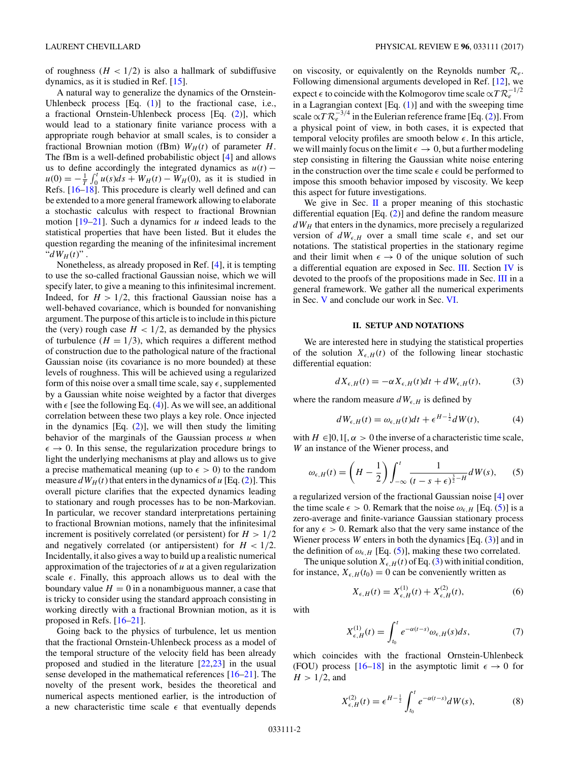of roughness ($H < 1/2$) is also a hallmark of subdiffusive dynamics, as it is studied in Ref. [15].

A natural way to generalize the dynamics of the Ornstein-Uhlenbeck process [Eq. (1)] to the fractional case, i.e., a fractional Ornstein-Uhlenbeck process [Eq. (2)], which would lead to a stationary finite variance process with a appropriate rough behavior at small scales, is to consider a fractional Brownian motion (fBm) $W_H(t)$ of parameter $H$. The fBm is a well-defined probabilistic object [4] and allows us to define accordingly the integrated dynamics as $u(t) - u(0) = -\frac{1}{T}\int_0^t u(s)ds + W_H(t) - W_H(0)$, as it is studied in Refs. [16–18]. This procedure is clearly well defined and can be extended to a more general framework allowing to elaborate a stochastic calculus with respect to fractional Brownian motion [19–21]. Such a dynamics for $u$ indeed leads to the statistical properties that have been listed. But it eludes the question regarding the meaning of the infinitesimal increment "$dW_H(t)$".

Nonetheless, as already proposed in Ref. [4], it is tempting to use the so-called fractional Gaussian noise, which we will specify later, to give a meaning to this infinitesimal increment. Indeed, for $H > 1/2$, this fractional Gaussian noise has a well-behaved covariance, which is bounded for nonvanishing argument. The purpose of this article is to include in this picture the (very) rough case $H < 1/2$, as demanded by the physics of turbulence ($H = 1/3$), which requires a different method of construction due to the pathological nature of the fractional Gaussian noise (its covariance is no more bounded) at these levels of roughness. This will be achieved using a regularized form of this noise over a small time scale, say $\epsilon$, supplemented by a Gaussian white noise weighted by a factor that diverges with $\epsilon$ [see the following Eq. (4)]. As we will see, an additional correlation between these two noises plays a key role. Once injected in the dynamics [Eq. (2)], we will then study the limiting behavior of the marginals of the Gaussian process $u$ when $\epsilon \to 0$. In this sense, the regularization procedure brings to light the underlying mechanisms at play and allows us to give a precise mathematical meaning (up to $\epsilon > 0$) to the random measure $dW_H(t)$ that enters in the dynamics of $u$ [Eq. (2)]. This overall picture clarifies that the expected dynamics leading to stationary and rough processes has to be non-Markovian. In particular, we recover standard interpretations pertaining to fractional Brownian motions, namely that the infinitesimal increment is positively correlated (or persistent) for $H > 1/2$ and negatively correlated (or antipersistent) for $H < 1/2$. Incidentally, it also gives a way to build up a realistic numerical approximation of the trajectories of $u$ at a given regularization scale $\epsilon$. Finally, this approach allows us to deal with the boundary value $H = 0$ in a nonambiguous manner, a case that is tricky to consider using the standard approach consisting in working directly with a fractional Brownian motion, as it is proposed in Refs. [16–21].

Going back to the physics of turbulence, let us mention that the fractional Ornstein-Uhlenbeck process as a model of the temporal structure of the velocity field has been already proposed and studied in the literature [22,23] in the usual sense developed in the mathematical references [16–21]. The novelty of the present work, besides the theoretical and numerical aspects mentioned earlier, is the introduction of a new characteristic time scale $\epsilon$ that eventually depends on viscosity, or equivalently on the Reynolds number $\mathcal{R}_e$. Following dimensional arguments developed in Ref. [12], we expect $\epsilon$ to coincide with the Kolmogorov time scale $\propto T\mathcal{R}_e^{-1/2}$ in a Lagrangian context [Eq. (1)] and with the sweeping time scale $\propto T\mathcal{R}_e^{-3/4}$ in the Eulerian reference frame [Eq. (2)]. From a physical point of view, in both cases, it is expected that temporal velocity profiles are smooth below $\epsilon$. In this article, we will mainly focus on the limit $\epsilon \to 0$, but a further modeling step consisting in filtering the Gaussian white noise entering in the construction over the time scale $\epsilon$ could be performed to impose this smooth behavior imposed by viscosity. We keep this aspect for future investigations.

We give in Sec. II a proper meaning of this stochastic differential equation [Eq. (2)] and define the random measure $dW_H$ that enters in the dynamics, more precisely a regularized version of $dW_{\epsilon,H}$ over a small time scale $\epsilon$, and set our notations. The statistical properties in the stationary regime and their limit when $\epsilon \to 0$ of the unique solution of such a differential equation are exposed in Sec. III. Section IV is devoted to the proofs of the propositions made in Sec. III in a general framework. We gather all the numerical experiments in Sec. V and conclude our work in Sec. VI.

## II. SETUP AND NOTATIONS

We are interested here in studying the statistical properties of the solution $X_{\epsilon,H}(t)$ of the following linear stochastic differential equation:

$$dX_{\epsilon,H}(t) = -\alpha X_{\epsilon,H}(t)dt + dW_{\epsilon,H}(t), \tag{3}$$

where the random measure $dW_{\epsilon,H}$ is defined by

$$dW_{\epsilon,H}(t) = \omega_{\epsilon,H}(t)dt + \epsilon^{H-\frac{1}{2}}dW(t), \tag{4}$$

with $H \in ]0,1[$, $\alpha > 0$ the inverse of a characteristic time scale, $W$ an instance of the Wiener process, and

$$\omega_{\epsilon,H}(t) = \left(H - \frac{1}{2}\right)\int_{-\infty}^{t} \frac{1}{(t-s+\epsilon)^{\frac{3}{2}-H}} dW(s), \tag{5}$$

a regularized version of the fractional Gaussian noise [4] over the time scale $\epsilon > 0$. Remark that the noise $\omega_{\epsilon,H}$ [Eq. (5)] is a zero-average and finite-variance Gaussian stationary process for any $\epsilon > 0$. Remark also that the very same instance of the Wiener process $W$ enters in both the dynamics [Eq. (3)] and in the definition of $\omega_{\epsilon,H}$ [Eq. (5)], making these two correlated.

The unique solution $X_{\epsilon,H}(t)$ of Eq. (3) with initial condition, for instance, $X_{\epsilon,H}(t_0) = 0$ can be conveniently written as

$$X_{\epsilon,H}(t) = X^{(1)}_{\epsilon,H}(t) + X^{(2)}_{\epsilon,H}(t), \tag{6}$$

with

$$X^{(1)}_{\epsilon,H}(t) = \int_{t_0}^{t} e^{-\alpha(t-s)}\omega_{\epsilon,H}(s)ds, \tag{7}$$

which coincides with the fractional Ornstein-Uhlenbeck (FOU) process [16–18] in the asymptotic limit $\epsilon \to 0$ for $H > 1/2$, and

$$X^{(2)}_{\epsilon,H}(t) = \epsilon^{H-\frac{1}{2}}\int_{t_0}^{t} e^{-\alpha(t-s)}dW(s), \tag{8}$$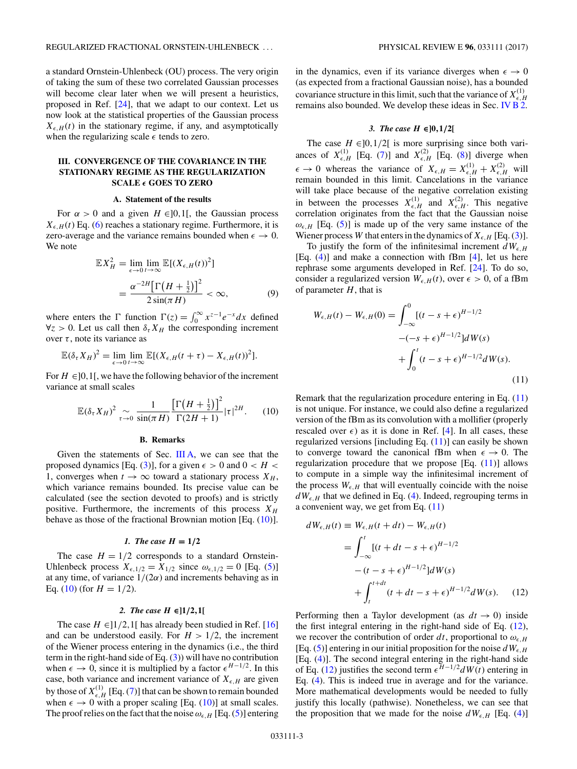a standard Ornstein-Uhlenbeck (OU) process. The very origin of taking the sum of these two correlated Gaussian processes will become clear later when we will present a heuristics, proposed in Ref. [24], that we adapt to our context. Let us now look at the statistical properties of the Gaussian process $X_{\epsilon,H}(t)$ in the stationary regime, if any, and asymptotically when the regularizing scale $\epsilon$ tends to zero.

## III. CONVERGENCE OF THE COVARIANCE IN THE STATIONARY REGIME AS THE REGULARIZATION SCALE $\epsilon$ GOES TO ZERO

### A. Statement of the results

For $\alpha > 0$ and a given $H \in ]0,1[$, the Gaussian process $X_{\epsilon,H}(t)$ Eq. (6) reaches a stationary regime. Furthermore, it is zero-average and the variance remains bounded when $\epsilon \to 0$. We note

$$\mathbb{E}X_H^2 = \lim_{\epsilon\to 0}\lim_{t\to\infty}\mathbb{E}[(X_{\epsilon,H}(t))^2]$$
$$= \frac{\alpha^{-2H}\left[\Gamma\left(H+\frac{1}{2}\right)\right]^2}{2\sin(\pi H)} < \infty, \qquad (9)$$

where enters the $\Gamma$ function $\Gamma(z) = \int_0^\infty x^{z-1}e^{-x}dx$ defined $\forall z > 0$. Let us call then $\delta_\tau X_H$ the corresponding increment over $\tau$, note its variance as

$$\mathbb{E}(\delta_\tau X_H)^2 = \lim_{\epsilon\to 0}\lim_{t\to\infty}\mathbb{E}[(X_{\epsilon,H}(t+\tau) - X_{\epsilon,H}(t))^2].$$

For $H \in ]0,1[$, we have the following behavior of the increment variance at small scales

$$\mathbb{E}(\delta_\tau X_H)^2 \underset{\tau\to 0}{\sim} \frac{1}{\sin(\pi H)}\frac{\left[\Gamma\left(H+\frac{1}{2}\right)\right]^2}{\Gamma(2H+1)}|\tau|^{2H}. \qquad (10)$$

### B. Remarks

Given the statements of Sec. III A, we can see that the proposed dynamics [Eq. (3)], for a given $\epsilon > 0$ and $0 < H < 1$, converges when $t \to \infty$ toward a stationary process $X_H$, which variance remains bounded. Its precise value can be calculated (see the section devoted to proofs) and is strictly positive. Furthermore, the increments of this process $X_H$ behave as those of the fractional Brownian motion [Eq. (10)].

#### *1. The case $H = 1/2$*

The case $H = 1/2$ corresponds to a standard Ornstein-Uhlenbeck process $X_{\epsilon,1/2} = X_{1/2}$ since $\omega_{\epsilon,1/2} = 0$ [Eq. (5)] at any time, of variance $1/(2\alpha)$ and increments behaving as in Eq. (10) (for $H = 1/2$).

#### *2. The case $H \in ]1/2,1[$*

The case $H \in ]1/2,1[$ has already been studied in Ref. [16] and can be understood easily. For $H > 1/2$, the increment of the Wiener process entering in the dynamics (i.e., the third term in the right-hand side of Eq. (3)) will have no contribution when $\epsilon \to 0$, since it is multiplied by a factor $\epsilon^{H-1/2}$. In this case, both variance and increment variance of $X_{\epsilon,H}$ are given by those of $X^{(1)}_{\epsilon,H}$ [Eq. (7)] that can be shown to remain bounded when $\epsilon \to 0$ with a proper scaling [Eq. (10)] at small scales. The proof relies on the fact that the noise $\omega_{\epsilon,H}$ [Eq. (5)] entering in the dynamics, even if its variance diverges when $\epsilon \to 0$ (as expected from a fractional Gaussian noise), has a bounded covariance structure in this limit, such that the variance of $X^{(1)}_{\epsilon,H}$ remains also bounded. We develop these ideas in Sec. IV B 2.

#### *3. The case $H \in ]0,1/2[$*

The case $H \in ]0,1/2[$ is more surprising since both variances of $X^{(1)}_{\epsilon,H}$ [Eq. (7)] and $X^{(2)}_{\epsilon,H}$ [Eq. (8)] diverge when $\epsilon \to 0$ whereas the variance of $X_{\epsilon,H} = X^{(1)}_{\epsilon,H} + X^{(2)}_{\epsilon,H}$ will remain bounded in this limit. Cancelations in the variance will take place because of the negative correlation existing in between the processes $X^{(1)}_{\epsilon,H}$ and $X^{(2)}_{\epsilon,H}$. This negative correlation originates from the fact that the Gaussian noise $\omega_{\epsilon,H}$ [Eq. (5)] is made up of the very same instance of the Wiener process $W$ that enters in the dynamics of $X_{\epsilon,H}$ [Eq. (3)].

To justify the form of the infinitesimal increment $dW_{\epsilon,H}$ [Eq. (4)] and make a connection with fBm [4], let us here rephrase some arguments developed in Ref. [24]. To do so, consider a regularized version $W_{\epsilon,H}(t)$, over $\epsilon > 0$, of a fBm of parameter $H$, that is

$$W_{\epsilon,H}(t) - W_{\epsilon,H}(0) = \int_{-\infty}^{0}[(t-s+\epsilon)^{H-1/2} - (-s+\epsilon)^{H-1/2}]dW(s) + \int_0^t (t-s+\epsilon)^{H-1/2}dW(s). \qquad (11)$$

Remark that the regularization procedure entering in Eq. (11) is not unique. For instance, we could also define a regularized version of the fBm as its convolution with a mollifier (properly rescaled over $\epsilon$) as it is done in Ref. [4]. In all cases, these regularized versions [including Eq. (11)] can easily be shown to converge toward the canonical fBm when $\epsilon \to 0$. The regularization procedure that we propose [Eq. (11)] allows to compute in a simple way the infinitesimal increment of the process $W_{\epsilon,H}$ that will eventually coincide with the noise $dW_{\epsilon,H}$ that we defined in Eq. (4). Indeed, regrouping terms in a convenient way, we get from Eq. (11)

$$dW_{\epsilon,H}(t) \equiv W_{\epsilon,H}(t+dt) - W_{\epsilon,H}(t)$$
$$= \int_{-\infty}^{t}[(t+dt-s+\epsilon)^{H-1/2} - (t-s+\epsilon)^{H-1/2}]dW(s) + \int_t^{t+dt}(t+dt-s+\epsilon)^{H-1/2}dW(s). \qquad (12)$$

Performing then a Taylor development (as $dt \to 0$) inside the first integral entering in the right-hand side of Eq. (12), we recover the contribution of order $dt$, proportional to $\omega_{\epsilon,H}$ [Eq. (5)] entering in our initial proposition for the noise $dW_{\epsilon,H}$ [Eq. (4)]. The second integral entering in the right-hand side of Eq. (12) justifies the second term $\epsilon^{H-1/2}dW(t)$ entering in Eq. (4). This is indeed true in average and for the variance. More mathematical developments would be needed to fully justify this locally (pathwise). Nonetheless, we can see that the proposition that we made for the noise $dW_{\epsilon,H}$ [Eq. (4)]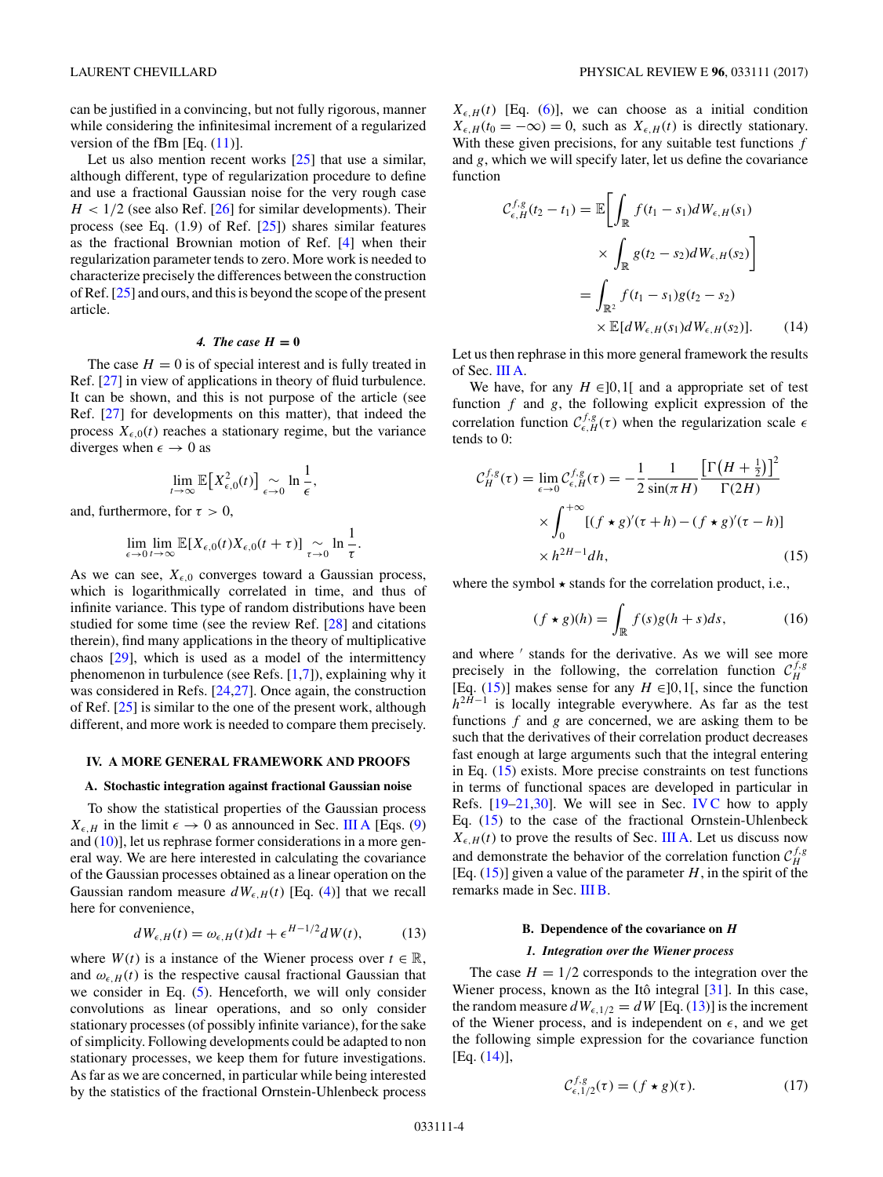can be justified in a convincing, but not fully rigorous, manner while considering the infinitesimal increment of a regularized version of the fBm [Eq. (11)].

Let us also mention recent works [25] that use a similar, although different, type of regularization procedure to define and use a fractional Gaussian noise for the very rough case $H < 1/2$ (see also Ref. [26] for similar developments). Their process (see Eq. (1.9) of Ref. [25]) shares similar features as the fractional Brownian motion of Ref. [4] when their regularization parameter tends to zero. More work is needed to characterize precisely the differences between the construction of Ref. [25] and ours, and this is beyond the scope of the present article.

#### 4. The case $H = 0$

The case $H = 0$ is of special interest and is fully treated in Ref. [27] in view of applications in theory of fluid turbulence. It can be shown, and this is not purpose of the article (see Ref. [27] for developments on this matter), that indeed the process $X_{\epsilon,0}(t)$ reaches a stationary regime, but the variance diverges when $\epsilon \to 0$ as

$$\lim_{t\to\infty} \mathbb{E}\big[X^2_{\epsilon,0}(t)\big] \underset{\epsilon\to 0}{\sim} \ln\frac{1}{\epsilon},$$

and, furthermore, for $\tau > 0$,

$$\lim_{\epsilon\to 0}\lim_{t\to\infty} \mathbb{E}[X_{\epsilon,0}(t)X_{\epsilon,0}(t+\tau)] \underset{\tau\to 0}{\sim} \ln\frac{1}{\tau}.$$

As we can see, $X_{\epsilon,0}$ converges toward a Gaussian process, which is logarithmically correlated in time, and thus of infinite variance. This type of random distributions have been studied for some time (see the review Ref. [28] and citations therein), find many applications in the theory of multiplicative chaos [29], which is used as a model of the intermittency phenomenon in turbulence (see Refs. [1,7]), explaining why it was considered in Refs. [24,27]. Once again, the construction of Ref. [25] is similar to the one of the present work, although different, and more work is needed to compare them precisely.

## IV. A MORE GENERAL FRAMEWORK AND PROOFS

### A. Stochastic integration against fractional Gaussian noise

To show the statistical properties of the Gaussian process $X_{\epsilon,H}$ in the limit $\epsilon \to 0$ as announced in Sec. III A [Eqs. (9) and (10)], let us rephrase former considerations in a more general way. We are here interested in calculating the covariance of the Gaussian processes obtained as a linear operation on the Gaussian random measure $dW_{\epsilon,H}(t)$ [Eq. (4)] that we recall here for convenience,

$$dW_{\epsilon,H}(t) = \omega_{\epsilon,H}(t)dt + \epsilon^{H-1/2}dW(t), \tag{13}$$

where $W(t)$ is a instance of the Wiener process over $t \in \mathbb{R}$, and $\omega_{\epsilon,H}(t)$ is the respective causal fractional Gaussian that we consider in Eq. (5). Henceforth, we will only consider convolutions as linear operations, and so only consider stationary processes (of possibly infinite variance), for the sake of simplicity. Following developments could be adapted to non stationary processes, we keep them for future investigations. As far as we are concerned, in particular while being interested by the statistics of the fractional Ornstein-Uhlenbeck process $X_{\epsilon,H}(t)$ [Eq. (6)], we can choose as a initial condition $X_{\epsilon,H}(t_0 = -\infty) = 0$, such as $X_{\epsilon,H}(t)$ is directly stationary. With these given precisions, for any suitable test functions $f$ and $g$, which we will specify later, let us define the covariance function

$$\begin{aligned}\mathcal{C}^{f,g}_{\epsilon,H}(t_2 - t_1) &= \mathbb{E}\bigg[\int_{\mathbb{R}} f(t_1 - s_1)dW_{\epsilon,H}(s_1) \\ &\quad\times \int_{\mathbb{R}} g(t_2 - s_2)dW_{\epsilon,H}(s_2)\bigg] \\ &= \int_{\mathbb{R}^2} f(t_1 - s_1)g(t_2 - s_2) \\ &\quad\times \mathbb{E}[dW_{\epsilon,H}(s_1)dW_{\epsilon,H}(s_2)].\end{aligned} \tag{14}$$

Let us then rephrase in this more general framework the results of Sec. III A.

We have, for any $H \in ]0,1[$ and a appropriate set of test function $f$ and $g$, the following explicit expression of the correlation function $\mathcal{C}^{f,g}_{\epsilon,H}(\tau)$ when the regularization scale $\epsilon$ tends to 0:

$$\begin{aligned}\mathcal{C}^{f,g}_{H}(\tau) = \lim_{\epsilon\to 0}\mathcal{C}^{f,g}_{\epsilon,H}(\tau) &= -\frac{1}{2}\frac{1}{\sin(\pi H)}\frac{\left[\Gamma\left(H+\frac{1}{2}\right)\right]^2}{\Gamma(2H)} \\ &\quad\times \int_0^{+\infty}[(f\star g)'(\tau+h) - (f\star g)'(\tau-h)] \\ &\quad\times h^{2H-1}dh,\end{aligned} \tag{15}$$

where the symbol $\star$ stands for the correlation product, i.e.,

$$(f\star g)(h) = \int_{\mathbb{R}} f(s)g(h+s)ds, \tag{16}$$

and where $'$ stands for the derivative. As we will see more precisely in the following, the correlation function $\mathcal{C}^{f,g}_{H}$ [Eq. (15)] makes sense for any $H \in ]0,1[$, since the function $h^{2H-1}$ is locally integrable everywhere. As far as the test functions $f$ and $g$ are concerned, we are asking them to be such that the derivatives of their correlation product decreases fast enough at large arguments such that the integral entering in Eq. (15) exists. More precise constraints on test functions in terms of functional spaces are developed in particular in Refs. [19–21,30]. We will see in Sec. IV C how to apply Eq. (15) to the case of the fractional Ornstein-Uhlenbeck $X_{\epsilon,H}(t)$ to prove the results of Sec. III A. Let us discuss now and demonstrate the behavior of the correlation function $\mathcal{C}^{f,g}_{H}$ [Eq. (15)] given a value of the parameter $H$, in the spirit of the remarks made in Sec. III B.

### B. Dependence of the covariance on $H$

#### 1. Integration over the Wiener process

The case $H = 1/2$ corresponds to the integration over the Wiener process, known as the Itô integral [31]. In this case, the random measure $dW_{\epsilon,1/2} = dW$ [Eq. (13)] is the increment of the Wiener process, and is independent on $\epsilon$, and we get the following simple expression for the covariance function [Eq. (14)],

$$\mathcal{C}^{f,g}_{\epsilon,1/2}(\tau) = (f\star g)(\tau). \tag{17}$$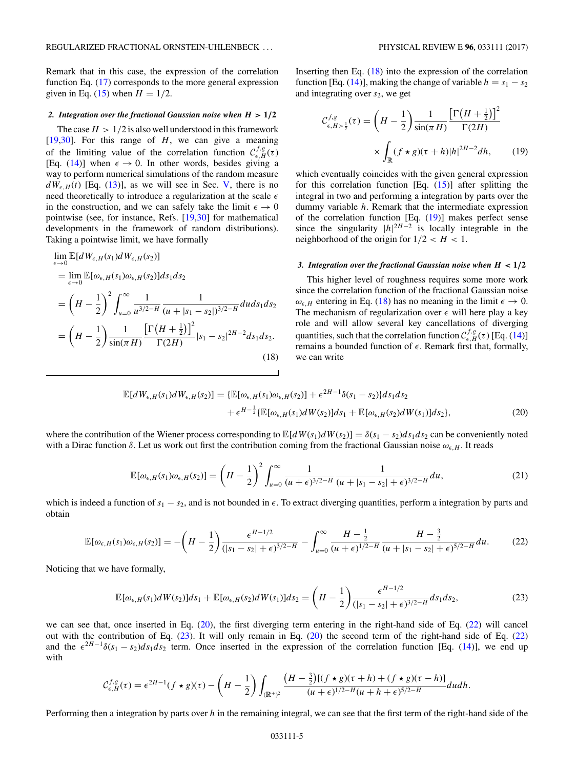Remark that in this case, the expression of the correlation function Eq. (17) corresponds to the more general expression given in Eq. (15) when $H = 1/2$.

#### 2. Integration over the fractional Gaussian noise when $H > 1/2$

The case $H > 1/2$ is also well understood in this framework [19,30]. For this range of $H$, we can give a meaning of the limiting value of the correlation function $\mathcal{C}^{f,g}_{\epsilon,H}(\tau)$ [Eq. (14)] when $\epsilon \to 0$. In other words, besides giving a way to perform numerical simulations of the random measure $dW_{\epsilon,H}(t)$ [Eq. (13)], as we will see in Sec. V, there is no need theoretically to introduce a regularization at the scale $\epsilon$ in the construction, and we can safely take the limit $\epsilon \to 0$ pointwise (see, for instance, Refs. [19,30] for mathematical developments in the framework of random distributions). Taking a pointwise limit, we have formally

$$
\begin{aligned}
\lim_{\epsilon\to 0} &\mathbb{E}[dW_{\epsilon,H}(s_1)dW_{\epsilon,H}(s_2)] \\
&= \lim_{\epsilon\to 0} \mathbb{E}[\omega_{\epsilon,H}(s_1)\omega_{\epsilon,H}(s_2)]ds_1 ds_2 \\
&= \left(H-\frac{1}{2}\right)^2 \int_{u=0}^{\infty} \frac{1}{u^{3/2-H}} \frac{1}{(u+|s_1-s_2|)^{3/2-H}} du ds_1 ds_2 \\
&= \left(H-\frac{1}{2}\right) \frac{1}{\sin(\pi H)} \frac{\left[\Gamma\left(H+\frac{1}{2}\right)\right]^2}{\Gamma(2H)} |s_1-s_2|^{2H-2} ds_1 ds_2.
\end{aligned}
\tag{18}
$$

Inserting then Eq. (18) into the expression of the correlation function [Eq. (14)], making the change of variable $h = s_1 - s_2$ and integrating over $s_2$, we get

$$
\begin{aligned}
\mathcal{C}^{f,g}_{\epsilon,H>\frac{1}{2}}(\tau) = &\left(H-\frac{1}{2}\right) \frac{1}{\sin(\pi H)} \frac{\left[\Gamma\left(H+\frac{1}{2}\right)\right]^2}{\Gamma(2H)} \\
&\times \int_{\mathbb{R}} (f \star g)(\tau + h)|h|^{2H-2} dh,
\end{aligned}
\tag{19}
$$

which eventually coincides with the given general expression for this correlation function [Eq. (15)] after splitting the integral in two and performing a integration by parts over the dummy variable $h$. Remark that the intermediate expression of the correlation function [Eq. (19)] makes perfect sense since the singularity $|h|^{2H-2}$ is locally integrable in the neighborhood of the origin for $1/2 < H < 1$.

#### 3. Integration over the fractional Gaussian noise when $H < 1/2$

This higher level of roughness requires some more work since the correlation function of the fractional Gaussian noise $\omega_{\epsilon,H}$ entering in Eq. (18) has no meaning in the limit $\epsilon \to 0$. The mechanism of regularization over $\epsilon$ will here play a key role and will allow several key cancellations of diverging quantities, such that the correlation function $\mathcal{C}^{f,g}_{\epsilon,H}(\tau)$ [Eq. (14)] remains a bounded function of $\epsilon$. Remark first that, formally, we can write

$$
\begin{aligned}
\mathbb{E}[dW_{\epsilon,H}(s_1)dW_{\epsilon,H}(s_2)] = &\{\mathbb{E}[\omega_{\epsilon,H}(s_1)\omega_{\epsilon,H}(s_2)] + \epsilon^{2H-1}\delta(s_1-s_2)\}ds_1 ds_2 \\
&+ \epsilon^{H-\frac{1}{2}}\{\mathbb{E}[\omega_{\epsilon,H}(s_1)dW(s_2)]ds_1 + \mathbb{E}[\omega_{\epsilon,H}(s_2)dW(s_1)]ds_2\},
\end{aligned}
\tag{20}
$$

where the contribution of the Wiener process corresponding to $\mathbb{E}[dW(s_1)dW(s_2)] = \delta(s_1-s_2)ds_1 ds_2$ can be conveniently noted with a Dirac function $\delta$. Let us work out first the contribution coming from the fractional Gaussian noise $\omega_{\epsilon,H}$. It reads

$$
\mathbb{E}[\omega_{\epsilon,H}(s_1)\omega_{\epsilon,H}(s_2)] = \left(H-\frac{1}{2}\right)^2 \int_{u=0}^{\infty} \frac{1}{(u+\epsilon)^{3/2-H}} \frac{1}{(u+|s_1-s_2|+\epsilon)^{3/2-H}} du,
\tag{21}
$$

which is indeed a function of $s_1 - s_2$, and is not bounded in $\epsilon$. To extract diverging quantities, perform a integration by parts and obtain

$$
\mathbb{E}[\omega_{\epsilon,H}(s_1)\omega_{\epsilon,H}(s_2)] = -\left(H-\frac{1}{2}\right) \frac{\epsilon^{H-1/2}}{(|s_1-s_2|+\epsilon)^{3/2-H}} - \int_{u=0}^{\infty} \frac{H-\frac{1}{2}}{(u+\epsilon)^{1/2-H}} \frac{H-\frac{3}{2}}{(u+|s_1-s_2|+\epsilon)^{5/2-H}} du.
\tag{22}
$$

Noticing that we have formally,

$$
\mathbb{E}[\omega_{\epsilon,H}(s_1)dW(s_2)]ds_1 + \mathbb{E}[\omega_{\epsilon,H}(s_2)dW(s_1)]ds_2 = \left(H-\frac{1}{2}\right) \frac{\epsilon^{H-1/2}}{(|s_1-s_2|+\epsilon)^{3/2-H}} ds_1 ds_2,
\tag{23}
$$

we can see that, once inserted in Eq. (20), the first diverging term entering in the right-hand side of Eq. (22) will cancel out with the contribution of Eq. (23). It will only remain in Eq. (20) the second term of the right-hand side of Eq. (22) and the $\epsilon^{2H-1}\delta(s_1-s_2)ds_1 ds_2$ term. Once inserted in the expression of the correlation function [Eq. (14)], we end up with

$$
\mathcal{C}^{f,g}_{\epsilon,H}(\tau) = \epsilon^{2H-1}(f \star g)(\tau) - \left(H-\frac{1}{2}\right) \int_{(\mathbb{R}^+)^2} \frac{\left(H-\frac{3}{2}\right)[(f \star g)(\tau+h) + (f \star g)(\tau-h)]}{(u+\epsilon)^{1/2-H}(u+h+\epsilon)^{5/2-H}} du dh.
$$

Performing then a integration by parts over $h$ in the remaining integral, we can see that the first term of the right-hand side of the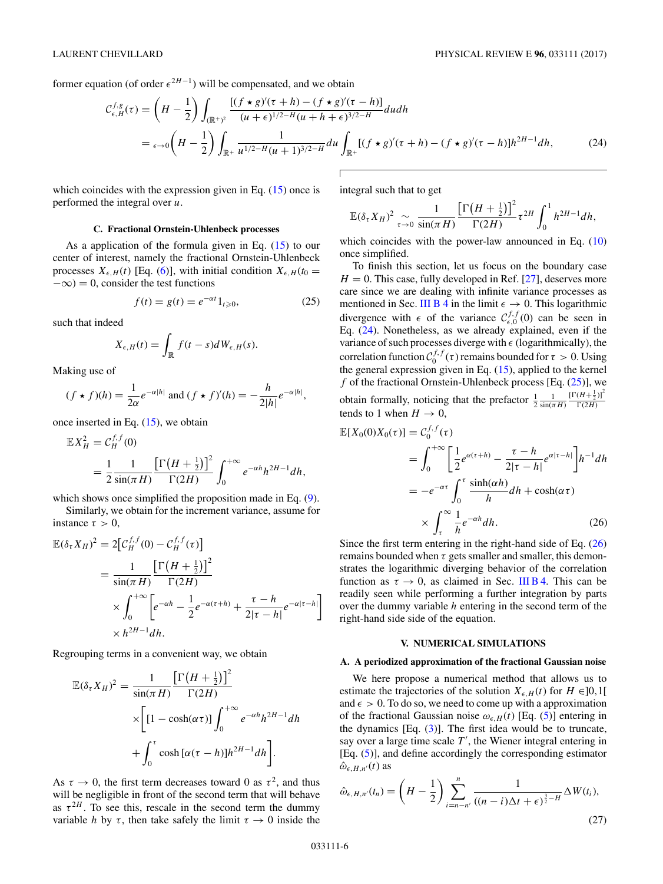former equation (of order $\epsilon^{2H-1}$) will be compensated, and we obtain

$$
\begin{aligned}
\mathcal{C}^{f,g}_{\epsilon,H}(\tau) &= \left(H-\frac{1}{2}\right)\int_{(\mathbb{R}^+)^2} \frac{[(f\star g)'(\tau+h)-(f\star g)'(\tau-h)]}{(u+\epsilon)^{1/2-H}(u+h+\epsilon)^{3/2-H}}du dh \\
&=_{\epsilon\to 0}\left(H-\frac{1}{2}\right)\int_{\mathbb{R}^+}\frac{1}{u^{1/2-H}(u+1)^{3/2-H}}du\int_{\mathbb{R}^+}[(f\star g)'(\tau+h)-(f\star g)'(\tau-h)]h^{2H-1}dh, \qquad (24)
\end{aligned}
$$

which coincides with the expression given in Eq. (15) once is performed the integral over $u$.

### C. Fractional Ornstein-Uhlenbeck processes

As a application of the formula given in Eq. (15) to our center of interest, namely the fractional Ornstein-Uhlenbeck processes $X_{\epsilon,H}(t)$ [Eq. (6)], with initial condition $X_{\epsilon,H}(t_0=-\infty)=0$, consider the test functions

$$
f(t)=g(t)=e^{-\alpha t}1_{t\geqslant 0}, \qquad (25)
$$

such that indeed

$$
X_{\epsilon,H}(t)=\int_{\mathbb{R}} f(t-s)dW_{\epsilon,H}(s).
$$

Making use of

$$
(f\star f)(h)=\frac{1}{2\alpha}e^{-\alpha|h|} \text{ and } (f\star f)'(h)=-\frac{h}{2|h|}e^{-\alpha|h|},
$$

once inserted in Eq. (15), we obtain

$$
\begin{aligned}
\mathbb{E}X_H^2 &= \mathcal{C}^{f,f}_H(0) \\
&= \frac{1}{2}\frac{1}{\sin(\pi H)}\frac{\left[\Gamma\left(H+\frac{1}{2}\right)\right]^2}{\Gamma(2H)}\int_0^{+\infty}e^{-\alpha h}h^{2H-1}dh,
\end{aligned}
$$

which shows once simplified the proposition made in Eq. (9).

Similarly, we obtain for the increment variance, assume for instance $\tau>0$,

$$
\begin{aligned}
\mathbb{E}(\delta_\tau X_H)^2 &= 2\left[\mathcal{C}^{f,f}_H(0)-\mathcal{C}^{f,f}_H(\tau)\right] \\
&= \frac{1}{\sin(\pi H)}\frac{\left[\Gamma\left(H+\frac{1}{2}\right)\right]^2}{\Gamma(2H)} \\
&\quad\times\int_0^{+\infty}\left[e^{-\alpha h}-\frac{1}{2}e^{-\alpha(\tau+h)}+\frac{\tau-h}{2|\tau-h|}e^{-\alpha|\tau-h|}\right] \\
&\quad\times h^{2H-1}dh.
\end{aligned}
$$

Regrouping terms in a convenient way, we obtain

$$
\begin{aligned}
\mathbb{E}(\delta_\tau X_H)^2 = \frac{1}{\sin(\pi H)}\frac{\left[\Gamma\left(H+\frac{1}{2}\right)\right]^2}{\Gamma(2H)} &\times\left[[1-\cosh(\alpha\tau)]\int_0^{+\infty}e^{-\alpha h}h^{2H-1}dh\right. \\
&\left.+\int_0^{\tau}\cosh\left[\alpha(\tau-h)\right]h^{2H-1}dh\right].
\end{aligned}
$$

As $\tau\to 0$, the first term decreases toward 0 as $\tau^2$, and thus will be negligible in front of the second term that will behave as $\tau^{2H}$. To see this, rescale in the second term the dummy variable $h$ by $\tau$, then take safely the limit $\tau\to 0$ inside the integral such that to get

$$
\mathbb{E}(\delta_\tau X_H)^2 \underset{\tau\to 0}{\sim} \frac{1}{\sin(\pi H)}\frac{\left[\Gamma\left(H+\frac{1}{2}\right)\right]^2}{\Gamma(2H)}\tau^{2H}\int_0^1 h^{2H-1}dh,
$$

which coincides with the power-law announced in Eq. (10) once simplified.

To finish this section, let us focus on the boundary case $H=0$. This case, fully developed in Ref. [27], deserves more care since we are dealing with infinite variance processes as mentioned in Sec. III B 4 in the limit $\epsilon\to 0$. This logarithmic divergence with $\epsilon$ of the variance $\mathcal{C}^{f,f}_{\epsilon,0}(0)$ can be seen in Eq. (24). Nonetheless, as we already explained, even if the variance of such processes diverge with $\epsilon$ (logarithmically), the correlation function $\mathcal{C}^{f,f}_0(\tau)$ remains bounded for $\tau>0$. Using the general expression given in Eq. (15), applied to the kernel $f$ of the fractional Ornstein-Uhlenbeck process [Eq. (25)], we obtain formally, noticing that the prefactor $\frac{1}{2}\frac{1}{\sin(\pi H)}\frac{[\Gamma(H+\frac{1}{2})]^2}{\Gamma(2H)}$ tends to 1 when $H\to 0$,

$$
\begin{aligned}
\mathbb{E}[X_0(0)X_0(\tau)] &= \mathcal{C}^{f,f}_0(\tau) \\
&= \int_0^{+\infty}\left[\frac{1}{2}e^{\alpha(\tau+h)}-\frac{\tau-h}{2|\tau-h|}e^{\alpha|\tau-h|}\right]h^{-1}dh \\
&= -e^{-\alpha\tau}\int_0^{\tau}\frac{\sinh(\alpha h)}{h}dh+\cosh(\alpha\tau) \\
&\quad\times\int_\tau^{\infty}\frac{1}{h}e^{-\alpha h}dh. \qquad (26)
\end{aligned}
$$

Since the first term entering in the right-hand side of Eq. (26) remains bounded when $\tau$ gets smaller and smaller, this demonstrates the logarithmic diverging behavior of the correlation function as $\tau\to 0$, as claimed in Sec. III B 4. This can be readily seen while performing a further integration by parts over the dummy variable $h$ entering in the second term of the right-hand side side of the equation.

## V. NUMERICAL SIMULATIONS

### A. A periodized approximation of the fractional Gaussian noise

We here propose a numerical method that allows us to estimate the trajectories of the solution $X_{\epsilon,H}(t)$ for $H\in]0,1[$ and $\epsilon>0$. To do so, we need to come up with a approximation of the fractional Gaussian noise $\omega_{\epsilon,H}(t)$ [Eq. (5)] entering in the dynamics [Eq. (3)]. The first idea would be to truncate, say over a large time scale $T'$, the Wiener integral entering in [Eq. (5)], and define accordingly the corresponding estimator $\hat{\omega}_{\epsilon,H,n'}(t)$ as

$$
\hat{\omega}_{\epsilon,H,n'}(t_n)=\left(H-\frac{1}{2}\right)\sum_{i=n-n'}^{n}\frac{1}{((n-i)\Delta t+\epsilon)^{\frac{3}{2}-H}}\Delta W(t_i), \qquad (27)
$$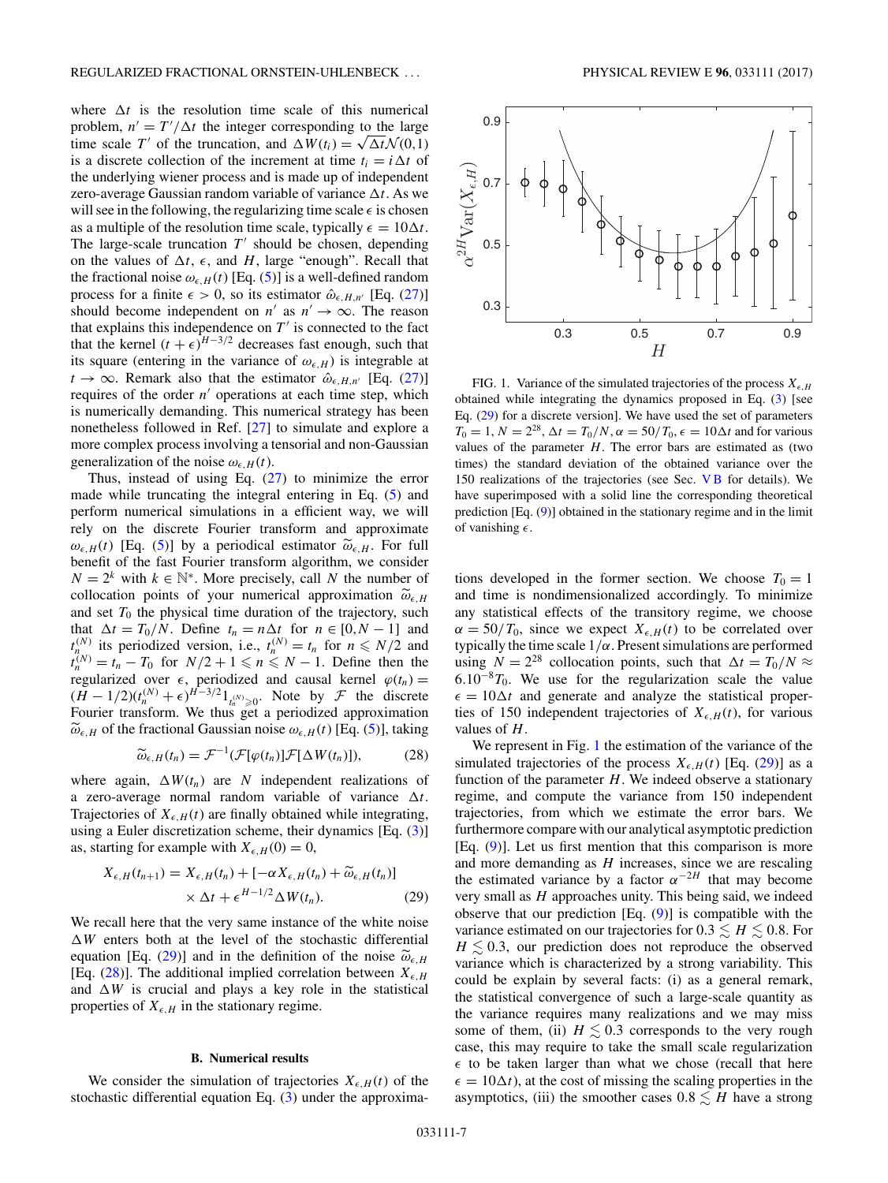where $\Delta t$ is the resolution time scale of this numerical problem, $n' = T'/\Delta t$ the integer corresponding to the large time scale $T'$ of the truncation, and $\Delta W(t_i) = \sqrt{\Delta t}\mathcal{N}(0,1)$ is a discrete collection of the increment at time $t_i = i\Delta t$ of the underlying wiener process and is made up of independent zero-average Gaussian random variable of variance $\Delta t$. As we will see in the following, the regularizing time scale $\epsilon$ is chosen as a multiple of the resolution time scale, typically $\epsilon = 10\Delta t$. The large-scale truncation $T'$ should be chosen, depending on the values of $\Delta t$, $\epsilon$, and $H$, large "enough". Recall that the fractional noise $\omega_{\epsilon,H}(t)$ [Eq. (5)] is a well-defined random process for a finite $\epsilon > 0$, so its estimator $\hat{\omega}_{\epsilon,H,n'}$ [Eq. (27)] should become independent on $n'$ as $n' \to \infty$. The reason that explains this independence on $T'$ is connected to the fact that the kernel $(t+\epsilon)^{H-3/2}$ decreases fast enough, such that its square (entering in the variance of $\omega_{\epsilon,H}$) is integrable at $t \to \infty$. Remark also that the estimator $\hat{\omega}_{\epsilon,H,n'}$ [Eq. (27)] requires of the order $n'$ operations at each time step, which is numerically demanding. This numerical strategy has been nonetheless followed in Ref. [27] to simulate and explore a more complex process involving a tensorial and non-Gaussian generalization of the noise $\omega_{\epsilon,H}(t)$.

Thus, instead of using Eq. (27) to minimize the error made while truncating the integral entering in Eq. (5) and perform numerical simulations in a efficient way, we will rely on the discrete Fourier transform and approximate $\omega_{\epsilon,H}(t)$ [Eq. (5)] by a periodical estimator $\widetilde{\omega}_{\epsilon,H}$. For full benefit of the fast Fourier transform algorithm, we consider $N = 2^k$ with $k \in \mathbb{N}^*$. More precisely, call $N$ the number of collocation points of your numerical approximation $\widetilde{\omega}_{\epsilon,H}$ and set $T_0$ the physical time duration of the trajectory, such that $\Delta t = T_0/N$. Define $t_n = n\Delta t$ for $n \in [0, N-1]$ and $t_n^{(N)}$ its periodized version, i.e., $t_n^{(N)} = t_n$ for $n \leqslant N/2$ and $t_n^{(N)} = t_n - T_0$ for $N/2 + 1 \leqslant n \leqslant N-1$. Define then the regularized over $\epsilon$, periodized and causal kernel $\varphi(t_n) = (H-1/2)(t_n^{(N)} + \epsilon)^{H-3/2} 1_{t_n^{(N)} \geqslant 0}$. Note by $\mathcal{F}$ the discrete Fourier transform. We thus get a periodized approximation $\widetilde{\omega}_{\epsilon,H}$ of the fractional Gaussian noise $\omega_{\epsilon,H}(t)$ [Eq. (5)], taking

$$\widetilde{\omega}_{\epsilon,H}(t_n) = \mathcal{F}^{-1}(\mathcal{F}[\varphi(t_n)]\mathcal{F}[\Delta W(t_n)]), \tag{28}$$

where again, $\Delta W(t_n)$ are $N$ independent realizations of a zero-average normal random variable of variance $\Delta t$. Trajectories of $X_{\epsilon,H}(t)$ are finally obtained while integrating, using a Euler discretization scheme, their dynamics [Eq. (3)] as, starting for example with $X_{\epsilon,H}(0) = 0$,

$$X_{\epsilon,H}(t_{n+1}) = X_{\epsilon,H}(t_n) + [-\alpha X_{\epsilon,H}(t_n) + \widetilde{\omega}_{\epsilon,H}(t_n)] \times \Delta t + \epsilon^{H-1/2}\Delta W(t_n). \tag{29}$$

We recall here that the very same instance of the white noise $\Delta W$ enters both at the level of the stochastic differential equation [Eq. (29)] and in the definition of the noise $\widetilde{\omega}_{\epsilon,H}$ [Eq. (28)]. The additional implied correlation between $X_{\epsilon,H}$ and $\Delta W$ is crucial and plays a key role in the statistical properties of $X_{\epsilon,H}$ in the stationary regime.

### B. Numerical results

We consider the simulation of trajectories $X_{\epsilon,H}(t)$ of the stochastic differential equation Eq. (3) under the approximations developed in the former section. We choose $T_0 = 1$ and time is nondimensionalized accordingly. To minimize any statistical effects of the transitory regime, we choose $\alpha = 50/T_0$, since we expect $X_{\epsilon,H}(t)$ to be correlated over typically the time scale $1/\alpha$. Present simulations are performed using $N = 2^{28}$ collocation points, such that $\Delta t = T_0/N \approx 6.10^{-8}T_0$. We use for the regularization scale the value $\epsilon = 10\Delta t$ and generate and analyze the statistical properties of 150 independent trajectories of $X_{\epsilon,H}(t)$, for various values of $H$.

FIG. 1. Variance of the simulated trajectories of the process $X_{\epsilon,H}$ obtained while integrating the dynamics proposed in Eq. (3) [see Eq. (29) for a discrete version]. We have used the set of parameters $T_0 = 1$, $N = 2^{28}$, $\Delta t = T_0/N$, $\alpha = 50/T_0$, $\epsilon = 10\Delta t$ and for various values of the parameter $H$. The error bars are estimated as (two times) the standard deviation of the obtained variance over the 150 realizations of the trajectories (see Sec. V B for details). We have superimposed with a solid line the corresponding theoretical prediction [Eq. (9)] obtained in the stationary regime and in the limit of vanishing $\epsilon$.

We represent in Fig. 1 the estimation of the variance of the simulated trajectories of the process $X_{\epsilon,H}(t)$ [Eq. (29)] as a function of the parameter $H$. We indeed observe a stationary regime, and compute the variance from 150 independent trajectories, from which we estimate the error bars. We furthermore compare with our analytical asymptotic prediction [Eq. (9)]. Let us first mention that this comparison is more and more demanding as $H$ increases, since we are rescaling the estimated variance by a factor $\alpha^{-2H}$ that may become very small as $H$ approaches unity. This being said, we indeed observe that our prediction [Eq. (9)] is compatible with the variance estimated on our trajectories for $0.3 \lesssim H \lesssim 0.8$. For $H \lesssim 0.3$, our prediction does not reproduce the observed variance which is characterized by a strong variability. This could be explain by several facts: (i) as a general remark, the statistical convergence of such a large-scale quantity as the variance requires many realizations and we may miss some of them, (ii) $H \lesssim 0.3$ corresponds to the very rough case, this may require to take the small scale regularization $\epsilon$ to be taken larger than what we chose (recall that here $\epsilon = 10\Delta t$), at the cost of missing the scaling properties in the asymptotics, (iii) the smoother cases $0.8 \lesssim H$ have a strong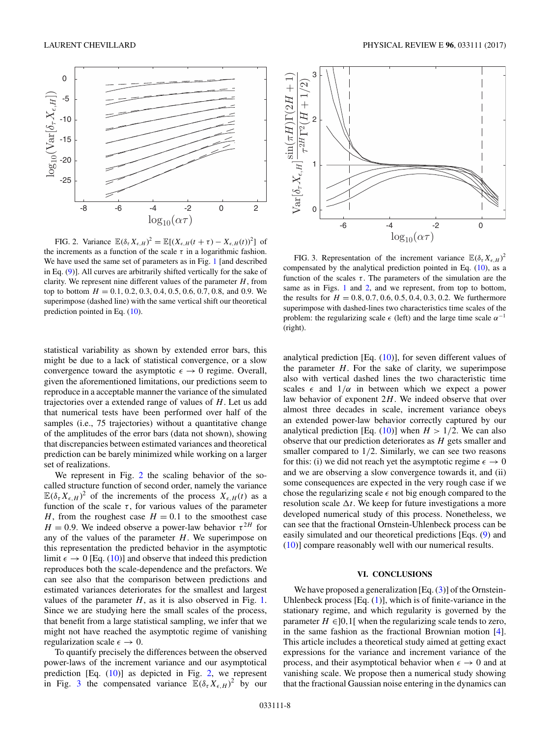FIG. 2. Variance $\mathbb{E}(\delta_\tau X_{\epsilon,H})^2 = \mathbb{E}[(X_{\epsilon,H}(t+\tau) - X_{\epsilon,H}(t))^2]$ of the increments as a function of the scale $\tau$ in a logarithmic fashion. We have used the same set of parameters as in Fig. 1 [and described in Eq. (9)]. All curves are arbitrarily shifted vertically for the sake of clarity. We represent nine different values of the parameter $H$, from top to bottom $H = 0.1, 0.2, 0.3, 0.4, 0.5, 0.6, 0.7, 0.8$, and $0.9$. We superimpose (dashed line) with the same vertical shift our theoretical prediction pointed in Eq. (10).

FIG. 3. Representation of the increment variance $\mathbb{E}(\delta_\tau X_{\epsilon,H})^2$ compensated by the analytical prediction pointed in Eq. (10), as a function of the scales $\tau$. The parameters of the simulation are the same as in Figs. 1 and 2, and we represent, from top to bottom, the results for $H = 0.8, 0.7, 0.6, 0.5, 0.4, 0.3, 0.2$. We furthermore superimpose with dashed-lines two characteristics time scales of the problem: the regularizing scale $\epsilon$ (left) and the large time scale $\alpha^{-1}$ (right).

statistical variability as shown by extended error bars, this might be due to a lack of statistical convergence, or a slow convergence toward the asymptotic $\epsilon \to 0$ regime. Overall, given the aforementioned limitations, our predictions seem to reproduce in a acceptable manner the variance of the simulated trajectories over a extended range of values of $H$. Let us add that numerical tests have been performed over half of the samples (i.e., 75 trajectories) without a quantitative change of the amplitudes of the error bars (data not shown), showing that discrepancies between estimated variances and theoretical prediction can be barely minimized while working on a larger set of realizations.

We represent in Fig. 2 the scaling behavior of the so-called structure function of second order, namely the variance $\mathbb{E}(\delta_\tau X_{\epsilon,H})^2$ of the increments of the process $X_{\epsilon,H}(t)$ as a function of the scale $\tau$, for various values of the parameter $H$, from the roughest case $H = 0.1$ to the smoothest case $H = 0.9$. We indeed observe a power-law behavior $\tau^{2H}$ for any of the values of the parameter $H$. We superimpose on this representation the predicted behavior in the asymptotic limit $\epsilon \to 0$ [Eq. (10)] and observe that indeed this prediction reproduces both the scale-dependence and the prefactors. We can see also that the comparison between predictions and estimated variances deteriorates for the smallest and largest values of the parameter $H$, as it is also observed in Fig. 1. Since we are studying here the small scales of the process, that benefit from a large statistical sampling, we infer that we might not have reached the asymptotic regime of vanishing regularization scale $\epsilon \to 0$.

To quantify precisely the differences between the observed power-laws of the increment variance and our asymptotical prediction [Eq. (10)] as depicted in Fig. 2, we represent in Fig. 3 the compensated variance $\mathbb{E}(\delta_\tau X_{\epsilon,H})^2$ by our analytical prediction [Eq. (10)], for seven different values of the parameter $H$. For the sake of clarity, we superimpose also with vertical dashed lines the two characteristic time scales $\epsilon$ and $1/\alpha$ in between which we expect a power law behavior of exponent $2H$. We indeed observe that over almost three decades in scale, increment variance obeys an extended power-law behavior correctly captured by our analytical prediction [Eq. (10)] when $H > 1/2$. We can also observe that our prediction deteriorates as $H$ gets smaller and smaller compared to $1/2$. Similarly, we can see two reasons for this: (i) we did not reach yet the asymptotic regime $\epsilon \to 0$ and we are observing a slow convergence towards it, and (ii) some consequences are expected in the very rough case if we chose the regularizing scale $\epsilon$ not big enough compared to the resolution scale $\Delta t$. We keep for future investigations a more developed numerical study of this process. Nonetheless, we can see that the fractional Ornstein-Uhlenbeck process can be easily simulated and our theoretical predictions [Eqs. (9) and (10)] compare reasonably well with our numerical results.

## VI. CONCLUSIONS

We have proposed a generalization [Eq. (3)] of the Ornstein-Uhlenbeck process [Eq. (1)], which is of finite-variance in the stationary regime, and which regularity is governed by the parameter $H \in ]0,1[$ when the regularizing scale tends to zero, in the same fashion as the fractional Brownian motion [4]. This article includes a theoretical study aimed at getting exact expressions for the variance and increment variance of the process, and their asymptotical behavior when $\epsilon \to 0$ and at vanishing scale. We propose then a numerical study showing that the fractional Gaussian noise entering in the dynamics can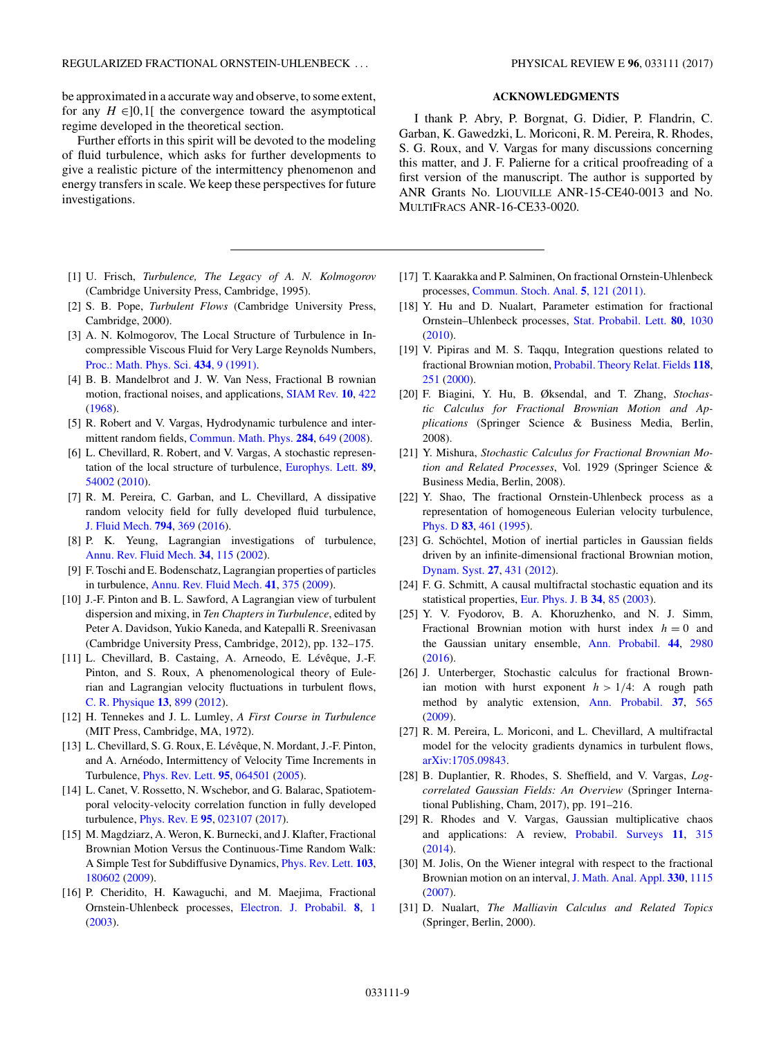be approximated in a accurate way and observe, to some extent, for any $H \in ]0,1[$ the convergence toward the asymptotical regime developed in the theoretical section.

Further efforts in this spirit will be devoted to the modeling of fluid turbulence, which asks for further developments to give a realistic picture of the intermittency phenomenon and energy transfers in scale. We keep these perspectives for future investigations.

## ACKNOWLEDGMENTS

I thank P. Abry, P. Borgnat, G. Didier, P. Flandrin, C. Garban, K. Gawedzki, L. Moriconi, R. M. Pereira, R. Rhodes, S. G. Roux, and V. Vargas for many discussions concerning this matter, and J. F. Palierne for a critical proofreading of a first version of the manuscript. The author is supported by ANR Grants No. LIOUVILLE ANR-15-CE40-0013 and No. MULTIFRACS ANR-16-CE33-0020.

---

[1] U. Frisch, *Turbulence, The Legacy of A. N. Kolmogorov* (Cambridge University Press, Cambridge, 1995).

[2] S. B. Pope, *Turbulent Flows* (Cambridge University Press, Cambridge, 2000).

[3] A. N. Kolmogorov, The Local Structure of Turbulence in Incompressible Viscous Fluid for Very Large Reynolds Numbers, Proc.: Math. Phys. Sci. **434**, 9 (1991).

[4] B. B. Mandelbrot and J. W. Van Ness, Fractional B rownian motion, fractional noises, and applications, SIAM Rev. **10**, 422 (1968).

[5] R. Robert and V. Vargas, Hydrodynamic turbulence and intermittent random fields, Commun. Math. Phys. **284**, 649 (2008).

[6] L. Chevillard, R. Robert, and V. Vargas, A stochastic representation of the local structure of turbulence, Europhys. Lett. **89**, 54002 (2010).

[7] R. M. Pereira, C. Garban, and L. Chevillard, A dissipative random velocity field for fully developed fluid turbulence, J. Fluid Mech. **794**, 369 (2016).

[8] P. K. Yeung, Lagrangian investigations of turbulence, Annu. Rev. Fluid Mech. **34**, 115 (2002).

[9] F. Toschi and E. Bodenschatz, Lagrangian properties of particles in turbulence, Annu. Rev. Fluid Mech. **41**, 375 (2009).

[10] J.-F. Pinton and B. L. Sawford, A Lagrangian view of turbulent dispersion and mixing, in *Ten Chapters in Turbulence*, edited by Peter A. Davidson, Yukio Kaneda, and Katepalli R. Sreenivasan (Cambridge University Press, Cambridge, 2012), pp. 132–175.

[11] L. Chevillard, B. Castaing, A. Arneodo, E. Lévêque, J.-F. Pinton, and S. Roux, A phenomenological theory of Eulerian and Lagrangian velocity fluctuations in turbulent flows, C. R. Physique **13**, 899 (2012).

[12] H. Tennekes and J. L. Lumley, *A First Course in Turbulence* (MIT Press, Cambridge, MA, 1972).

[13] L. Chevillard, S. G. Roux, E. Lévêque, N. Mordant, J.-F. Pinton, and A. Arnéodo, Intermittency of Velocity Time Increments in Turbulence, Phys. Rev. Lett. **95**, 064501 (2005).

[14] L. Canet, V. Rossetto, N. Wschebor, and G. Balarac, Spatiotemporal velocity-velocity correlation function in fully developed turbulence, Phys. Rev. E **95**, 023107 (2017).

[15] M. Magdziarz, A. Weron, K. Burnecki, and J. Klafter, Fractional Brownian Motion Versus the Continuous-Time Random Walk: A Simple Test for Subdiffusive Dynamics, Phys. Rev. Lett. **103**, 180602 (2009).

[16] P. Cheridito, H. Kawaguchi, and M. Maejima, Fractional Ornstein-Uhlenbeck processes, Electron. J. Probabil. **8**, 1 (2003).

[17] T. Kaarakka and P. Salminen, On fractional Ornstein-Uhlenbeck processes, Commun. Stoch. Anal. **5**, 121 (2011).

[18] Y. Hu and D. Nualart, Parameter estimation for fractional Ornstein–Uhlenbeck processes, Stat. Probabil. Lett. **80**, 1030 (2010).

[19] V. Pipiras and M. S. Taqqu, Integration questions related to fractional Brownian motion, Probabil. Theory Relat. Fields **118**, 251 (2000).

[20] F. Biagini, Y. Hu, B. Øksendal, and T. Zhang, *Stochastic Calculus for Fractional Brownian Motion and Applications* (Springer Science & Business Media, Berlin, 2008).

[21] Y. Mishura, *Stochastic Calculus for Fractional Brownian Motion and Related Processes*, Vol. 1929 (Springer Science & Business Media, Berlin, 2008).

[22] Y. Shao, The fractional Ornstein-Uhlenbeck process as a representation of homogeneous Eulerian velocity turbulence, Phys. D **83**, 461 (1995).

[23] G. Schöchtel, Motion of inertial particles in Gaussian fields driven by an infinite-dimensional fractional Brownian motion, Dynam. Syst. **27**, 431 (2012).

[24] F. G. Schmitt, A causal multifractal stochastic equation and its statistical properties, Eur. Phys. J. B **34**, 85 (2003).

[25] Y. V. Fyodorov, B. A. Khoruzhenko, and N. J. Simm, Fractional Brownian motion with hurst index $h = 0$ and the Gaussian unitary ensemble, Ann. Probabil. **44**, 2980 (2016).

[26] J. Unterberger, Stochastic calculus for fractional Brownian motion with hurst exponent $h > 1/4$: A rough path method by analytic extension, Ann. Probabil. **37**, 565 (2009).

[27] R. M. Pereira, L. Moriconi, and L. Chevillard, A multifractal model for the velocity gradients dynamics in turbulent flows, arXiv:1705.09843.

[28] B. Duplantier, R. Rhodes, S. Sheffield, and V. Vargas, *Log-correlated Gaussian Fields: An Overview* (Springer International Publishing, Cham, 2017), pp. 191–216.

[29] R. Rhodes and V. Vargas, Gaussian multiplicative chaos and applications: A review, Probabil. Surveys **11**, 315 (2014).

[30] M. Jolis, On the Wiener integral with respect to the fractional Brownian motion on an interval, J. Math. Anal. Appl. **330**, 1115 (2007).

[31] D. Nualart, *The Malliavin Calculus and Related Topics* (Springer, Berlin, 2000).